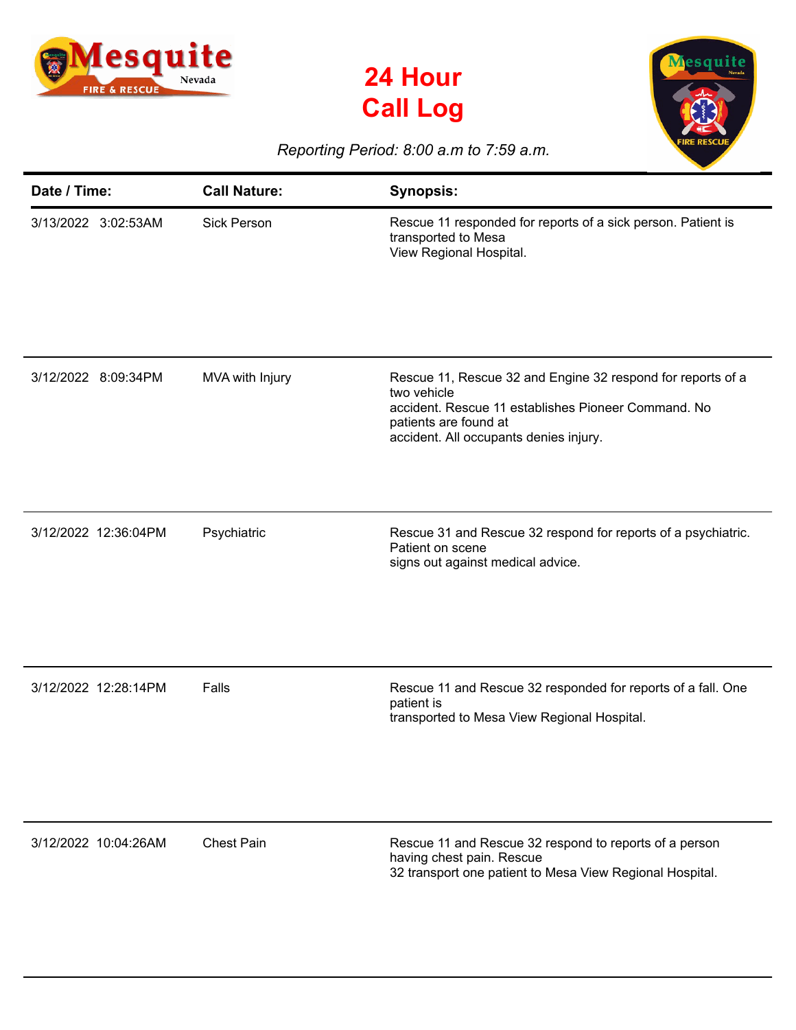# 24 Hour Call Log

*Reporting Period: 8:00 a.m to 7:59 a.m.*

| Date / Time: | Call Nature: | Synopsis: |
|---|---|---|
| 3/13/2022 3:02:53AM | Sick Person | Rescue 11 responded for reports of a sick person. Patient is transported to Mesa View Regional Hospital. |
| 3/12/2022 8:09:34PM | MVA with Injury | Rescue 11, Rescue 32 and Engine 32 respond for reports of a two vehicle accident. Rescue 11 establishes Pioneer Command. No patients are found at accident. All occupants denies injury. |
| 3/12/2022 12:36:04PM | Psychiatric | Rescue 31 and Rescue 32 respond for reports of a psychiatric. Patient on scene signs out against medical advice. |
| 3/12/2022 12:28:14PM | Falls | Rescue 11 and Rescue 32 responded for reports of a fall. One patient is transported to Mesa View Regional Hospital. |
| 3/12/2022 10:04:26AM | Chest Pain | Rescue 11 and Rescue 32 respond to reports of a person having chest pain. Rescue 32 transport one patient to Mesa View Regional Hospital. |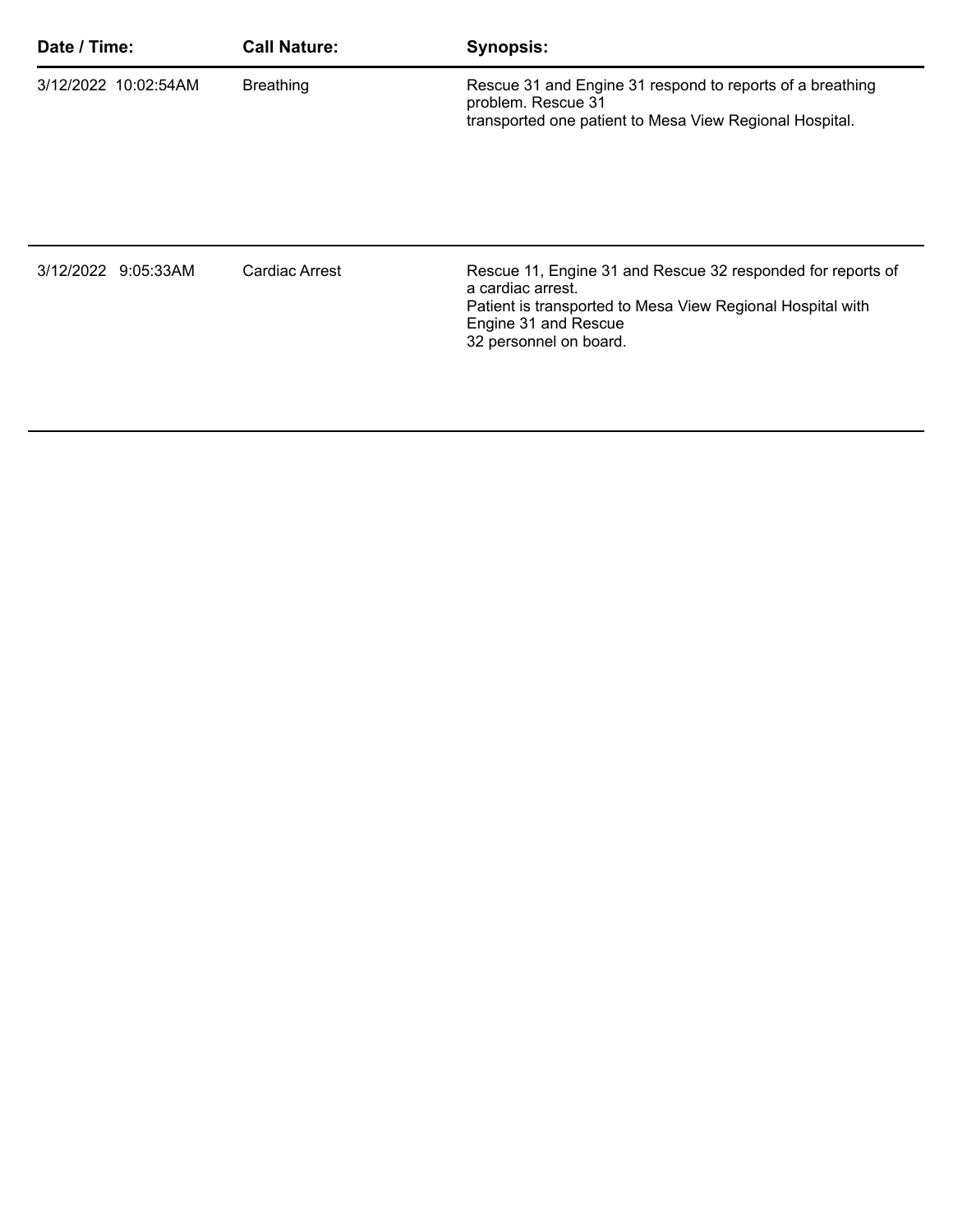| Date / Time: | Call Nature: | Synopsis: |
| --- | --- | --- |
| 3/12/2022 10:02:54AM | Breathing | Rescue 31 and Engine 31 respond to reports of a breathing problem. Rescue 31 transported one patient to Mesa View Regional Hospital. |
| 3/12/2022 9:05:33AM | Cardiac Arrest | Rescue 11, Engine 31 and Rescue 32 responded for reports of a cardiac arrest. Patient is transported to Mesa View Regional Hospital with Engine 31 and Rescue 32 personnel on board. |